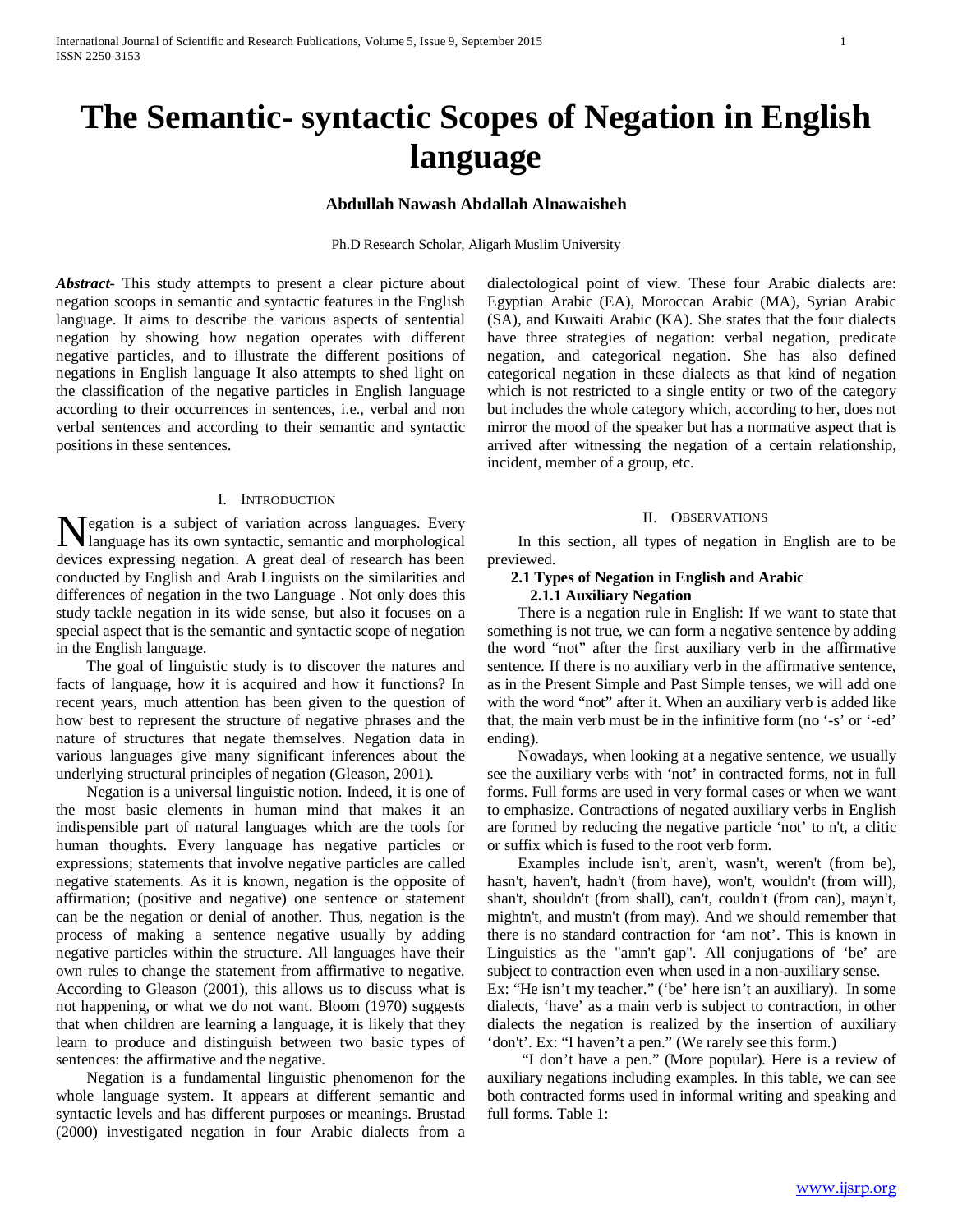# The Semantic- syntactic Scopes of Negation in English language

**Abdullah Nawash Abdallah Alnawaisheh**

Ph.D Research Scholar, Aligarh Muslim University

***Abstract-*** This study attempts to present a clear picture about negation scoops in semantic and syntactic features in the English language. It aims to describe the various aspects of sentential negation by showing how negation operates with different negative particles, and to illustrate the different positions of negations in English language It also attempts to shed light on the classification of the negative particles in English language according to their occurrences in sentences, i.e., verbal and non verbal sentences and according to their semantic and syntactic positions in these sentences.

## I. Introduction

Negation is a subject of variation across languages. Every language has its own syntactic, semantic and morphological devices expressing negation. A great deal of research has been conducted by English and Arab Linguists on the similarities and differences of negation in the two Language . Not only does this study tackle negation in its wide sense, but also it focuses on a special aspect that is the semantic and syntactic scope of negation in the English language.

The goal of linguistic study is to discover the natures and facts of language, how it is acquired and how it functions? In recent years, much attention has been given to the question of how best to represent the structure of negative phrases and the nature of structures that negate themselves. Negation data in various languages give many significant inferences about the underlying structural principles of negation (Gleason, 2001).

Negation is a universal linguistic notion. Indeed, it is one of the most basic elements in human mind that makes it an indispensible part of natural languages which are the tools for human thoughts. Every language has negative particles or expressions; statements that involve negative particles are called negative statements. As it is known, negation is the opposite of affirmation; (positive and negative) one sentence or statement can be the negation or denial of another. Thus, negation is the process of making a sentence negative usually by adding negative particles within the structure. All languages have their own rules to change the statement from affirmative to negative. According to Gleason (2001), this allows us to discuss what is not happening, or what we do not want. Bloom (1970) suggests that when children are learning a language, it is likely that they learn to produce and distinguish between two basic types of sentences: the affirmative and the negative.

Negation is a fundamental linguistic phenomenon for the whole language system. It appears at different semantic and syntactic levels and has different purposes or meanings. Brustad (2000) investigated negation in four Arabic dialects from a dialectological point of view. These four Arabic dialects are: Egyptian Arabic (EA), Moroccan Arabic (MA), Syrian Arabic (SA), and Kuwaiti Arabic (KA). She states that the four dialects have three strategies of negation: verbal negation, predicate negation, and categorical negation. She has also defined categorical negation in these dialects as that kind of negation which is not restricted to a single entity or two of the category but includes the whole category which, according to her, does not mirror the mood of the speaker but has a normative aspect that is arrived after witnessing the negation of a certain relationship, incident, member of a group, etc.

## II. Observations

In this section, all types of negation in English are to be previewed.

### 2.1 Types of Negation in English and Arabic

#### 2.1.1 Auxiliary Negation

There is a negation rule in English: If we want to state that something is not true, we can form a negative sentence by adding the word "not" after the first auxiliary verb in the affirmative sentence. If there is no auxiliary verb in the affirmative sentence, as in the Present Simple and Past Simple tenses, we will add one with the word "not" after it. When an auxiliary verb is added like that, the main verb must be in the infinitive form (no '-s' or '-ed' ending).

Nowadays, when looking at a negative sentence, we usually see the auxiliary verbs with 'not' in contracted forms, not in full forms. Full forms are used in very formal cases or when we want to emphasize. Contractions of negated auxiliary verbs in English are formed by reducing the negative particle 'not' to n't, a clitic or suffix which is fused to the root verb form.

Examples include isn't, aren't, wasn't, weren't (from be), hasn't, haven't, hadn't (from have), won't, wouldn't (from will), shan't, shouldn't (from shall), can't, couldn't (from can), mayn't, mightn't, and mustn't (from may). And we should remember that there is no standard contraction for 'am not'. This is known in Linguistics as the "amn't gap". All conjugations of 'be' are subject to contraction even when used in a non-auxiliary sense. Ex: "He isn't my teacher." ('be' here isn't an auxiliary). In some dialects, 'have' as a main verb is subject to contraction, in other dialects the negation is realized by the insertion of auxiliary 'don't'. Ex: "I haven't a pen." (We rarely see this form.)

"I don't have a pen." (More popular). Here is a review of auxiliary negations including examples. In this table, we can see both contracted forms used in informal writing and speaking and full forms. Table 1: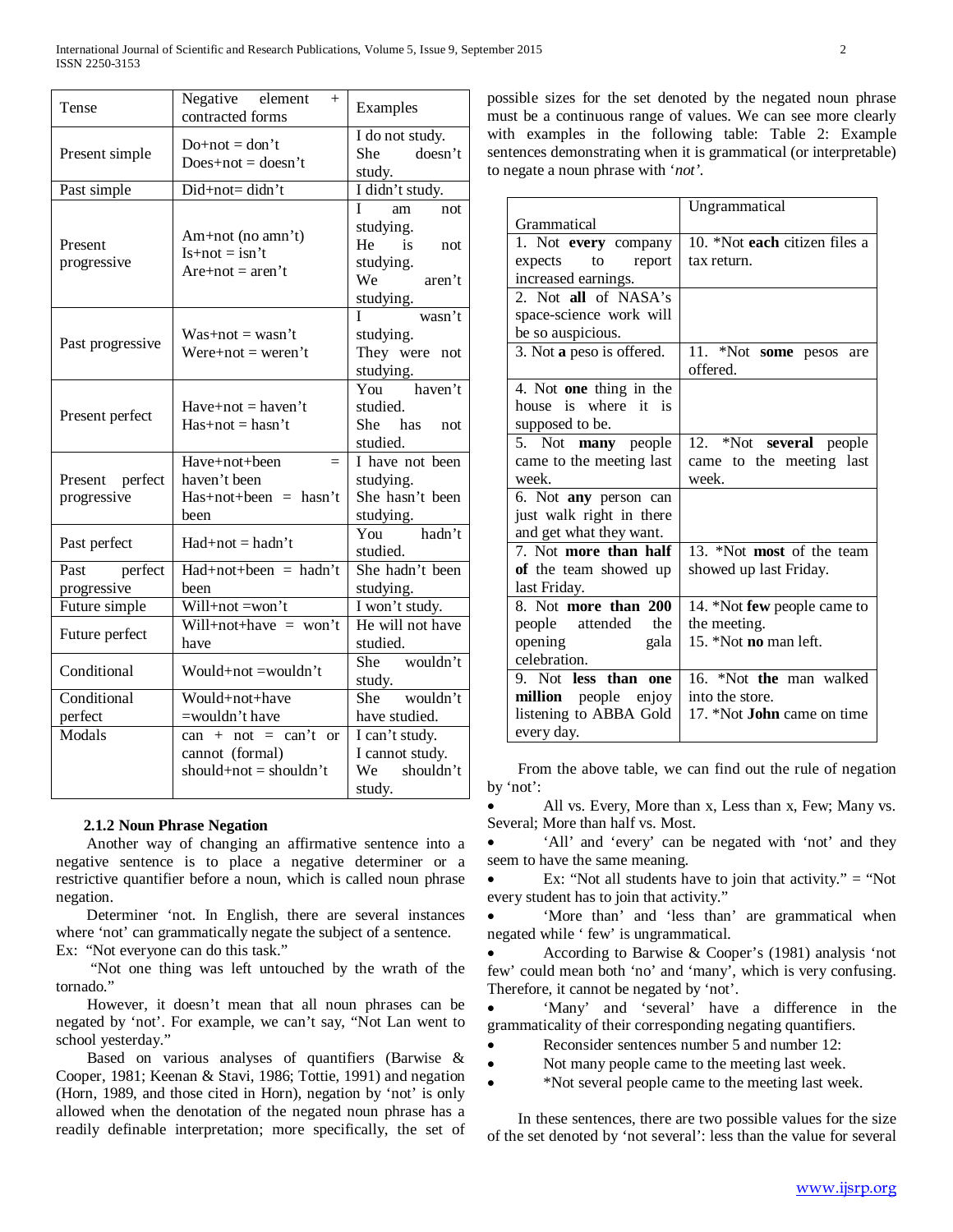| Tense | Negative element + contracted forms | Examples |
|---|---|---|
| Present simple | Do+not = don't<br>Does+not = doesn't | I do not study.<br>She doesn't study. |
| Past simple | Did+not= didn't | I didn't study. |
| Present progressive | Am+not (no amn't)<br>Is+not = isn't<br>Are+not = aren't | I am not studying.<br>He is not studying.<br>We aren't studying. |
| Past progressive | Was+not = wasn't<br>Were+not = weren't | I wasn't studying.<br>They were not studying. |
| Present perfect | Have+not = haven't<br>Has+not = hasn't | You haven't studied.<br>She has not studied. |
| Present perfect progressive | Have+not+been = haven't been<br>Has+not+been = hasn't been | I have not been studying.<br>She hasn't been studying. |
| Past perfect | Had+not = hadn't | You hadn't studied. |
| Past perfect progressive | Had+not+been = hadn't been | She hadn't been studying. |
| Future simple | Will+not =won't | I won't study. |
| Future perfect | Will+not+have = won't have | He will not have studied. |
| Conditional | Would+not =wouldn't | She wouldn't study. |
| Conditional perfect | Would+not+have =wouldn't have | She wouldn't have studied. |
| Modals | can + not = can't or cannot (formal)<br>should+not = shouldn't | I can't study.<br>I cannot study.<br>We shouldn't study. |

### 2.1.2 Noun Phrase Negation

Another way of changing an affirmative sentence into a negative sentence is to place a negative determiner or a restrictive quantifier before a noun, which is called noun phrase negation.

Determiner 'not. In English, there are several instances where 'not' can grammatically negate the subject of a sentence.

Ex: "Not everyone can do this task."

"Not one thing was left untouched by the wrath of the tornado."

However, it doesn't mean that all noun phrases can be negated by 'not'. For example, we can't say, "Not Lan went to school yesterday."

Based on various analyses of quantifiers (Barwise & Cooper, 1981; Keenan & Stavi, 1986; Tottie, 1991) and negation (Horn, 1989, and those cited in Horn), negation by 'not' is only allowed when the denotation of the negated noun phrase has a readily definable interpretation; more specifically, the set of possible sizes for the set denoted by the negated noun phrase must be a continuous range of values. We can see more clearly with examples in the following table: Table 2: Example sentences demonstrating when it is grammatical (or interpretable) to negate a noun phrase with '*not*'.

| Grammatical | Ungrammatical |
|---|---|
| 1. Not **every** company expects to report increased earnings. | 10. *Not **each** citizen files a tax return. |
| 2. Not **all** of NASA's space-science work will be so auspicious. | |
| 3. Not **a** peso is offered. | 11. *Not **some** pesos are offered. |
| 4. Not **one** thing in the house is where it is supposed to be. | |
| 5. Not **many** people came to the meeting last week. | 12. *Not **several** people came to the meeting last week. |
| 6. Not **any** person can just walk right in there and get what they want. | |
| 7. Not **more than half of** the team showed up last Friday. | 13. *Not **most** of the team showed up last Friday. |
| 8. Not **more than 200** people attended the opening gala celebration. | 14. *Not **few** people came to the meeting.<br>15. *Not **no** man left. |
| 9. Not **less than one million** people enjoy listening to ABBA Gold every day. | 16. *Not **the** man walked into the store.<br>17. *Not **John** came on time |

From the above table, we can find out the rule of negation by 'not':

- All vs. Every, More than x, Less than x, Few; Many vs. Several; More than half vs. Most.
- 'All' and 'every' can be negated with 'not' and they seem to have the same meaning.
- Ex: "Not all students have to join that activity." = "Not every student has to join that activity."
- 'More than' and 'less than' are grammatical when negated while ' few' is ungrammatical.
- According to Barwise & Cooper's (1981) analysis 'not few' could mean both 'no' and 'many', which is very confusing. Therefore, it cannot be negated by 'not'.
- 'Many' and 'several' have a difference in the grammaticality of their corresponding negating quantifiers.
- Reconsider sentences number 5 and number 12:
- Not many people came to the meeting last week.
- *Not several people came to the meeting last week.

In these sentences, there are two possible values for the size of the set denoted by 'not several': less than the value for several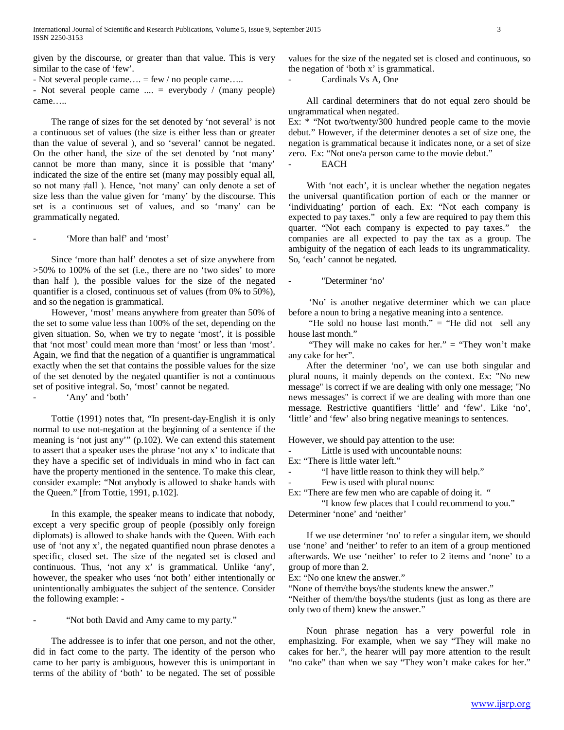given by the discourse, or greater than that value. This is very similar to the case of 'few'.

- Not several people came…. = few / no people came…..
- Not several people came .... = everybody / (many people) came…..

The range of sizes for the set denoted by 'not several' is not a continuous set of values (the size is either less than or greater than the value of several ), and so 'several' cannot be negated. On the other hand, the size of the set denoted by 'not many' cannot be more than many, since it is possible that 'many' indicated the size of the entire set (many may possibly equal all, so not many ≠all ). Hence, 'not many' can only denote a set of size less than the value given for 'many' by the discourse. This set is a continuous set of values, and so 'many' can be grammatically negated.

- 'More than half' and 'most'

Since 'more than half' denotes a set of size anywhere from >50% to 100% of the set (i.e., there are no 'two sides' to more than half ), the possible values for the size of the negated quantifier is a closed, continuous set of values (from 0% to 50%), and so the negation is grammatical.

However, 'most' means anywhere from greater than 50% of the set to some value less than 100% of the set, depending on the given situation. So, when we try to negate 'most', it is possible that 'not most' could mean more than 'most' or less than 'most'. Again, we find that the negation of a quantifier is ungrammatical exactly when the set that contains the possible values for the size of the set denoted by the negated quantifier is not a continuous set of positive integral. So, 'most' cannot be negated.

- 'Any' and 'both'

Tottie (1991) notes that, "In present-day-English it is only normal to use not-negation at the beginning of a sentence if the meaning is 'not just any'" (p.102). We can extend this statement to assert that a speaker uses the phrase 'not any x' to indicate that they have a specific set of individuals in mind who in fact can have the property mentioned in the sentence. To make this clear, consider example: "Not anybody is allowed to shake hands with the Queen." [from Tottie, 1991, p.102].

In this example, the speaker means to indicate that nobody, except a very specific group of people (possibly only foreign diplomats) is allowed to shake hands with the Queen. With each use of 'not any x', the negated quantified noun phrase denotes a specific, closed set. The size of the negated set is closed and continuous. Thus, 'not any x' is grammatical. Unlike 'any', however, the speaker who uses 'not both' either intentionally or unintentionally ambiguates the subject of the sentence. Consider the following example: -

- "Not both David and Amy came to my party."

The addressee is to infer that one person, and not the other, did in fact come to the party. The identity of the person who came to her party is ambiguous, however this is unimportant in terms of the ability of 'both' to be negated. The set of possible values for the size of the negated set is closed and continuous, so the negation of 'both x' is grammatical.

- Cardinals Vs A, One

All cardinal determiners that do not equal zero should be ungrammatical when negated.

Ex: * "Not two/twenty/300 hundred people came to the movie debut." However, if the determiner denotes a set of size one, the negation is grammatical because it indicates none, or a set of size zero. Ex: "Not one/a person came to the movie debut."

- EACH

With 'not each', it is unclear whether the negation negates the universal quantification portion of each or the manner or 'individuating' portion of each. Ex: "Not each company is expected to pay taxes." only a few are required to pay them this quarter. "Not each company is expected to pay taxes." the companies are all expected to pay the tax as a group. The ambiguity of the negation of each leads to its ungrammaticality. So, 'each' cannot be negated.

- "Determiner 'no'

'No' is another negative determiner which we can place before a noun to bring a negative meaning into a sentence.

"He sold no house last month." = "He did not sell any house last month."

"They will make no cakes for her." = "They won't make any cake for her".

After the determiner 'no', we can use both singular and plural nouns, it mainly depends on the context. Ex: "No new message" is correct if we are dealing with only one message; "No news messages" is correct if we are dealing with more than one message. Restrictive quantifiers 'little' and 'few'. Like 'no', 'little' and 'few' also bring negative meanings to sentences.

However, we should pay attention to the use:

- Little is used with uncountable nouns:

Ex: "There is little water left."

- "I have little reason to think they will help."
- Few is used with plural nouns:

Ex: "There are few men who are capable of doing it. "

"I know few places that I could recommend to you."

Determiner 'none' and 'neither'

If we use determiner 'no' to refer a singular item, we should use 'none' and 'neither' to refer to an item of a group mentioned afterwards. We use 'neither' to refer to 2 items and 'none' to a group of more than 2.

Ex: "No one knew the answer."

"None of them/the boys/the students knew the answer."

"Neither of them/the boys/the students (just as long as there are only two of them) knew the answer."

Noun phrase negation has a very powerful role in emphasizing. For example, when we say "They will make no cakes for her.", the hearer will pay more attention to the result "no cake" than when we say "They won't make cakes for her."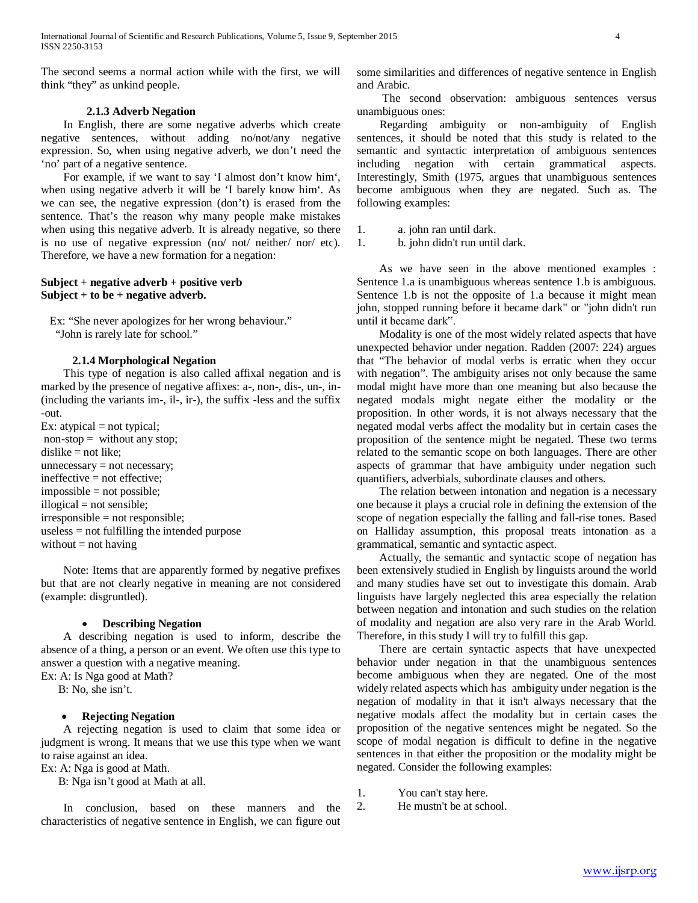The second seems a normal action while with the first, we will think "they" as unkind people.

#### 2.1.3 Adverb Negation

In English, there are some negative adverbs which create negative sentences, without adding no/not/any negative expression. So, when using negative adverb, we don't need the 'no' part of a negative sentence.

For example, if we want to say 'I almost don't know him', when using negative adverb it will be 'I barely know him'. As we can see, the negative expression (don't) is erased from the sentence. That's the reason why many people make mistakes when using this negative adverb. It is already negative, so there is no use of negative expression (no/ not/ neither/ nor/ etc). Therefore, we have a new formation for a negation:

**Subject + negative adverb + positive verb**
**Subject + to be + negative adverb.**

Ex: "She never apologizes for her wrong behaviour."
"John is rarely late for school."

#### 2.1.4 Morphological Negation

This type of negation is also called affixal negation and is marked by the presence of negative affixes: a-, non-, dis-, un-, in- (including the variants im-, il-, ir-), the suffix -less and the suffix -out.

Ex: atypical = not typical;
non-stop = without any stop;
dislike = not like;
unnecessary = not necessary;
ineffective = not effective;
impossible = not possible;
illogical = not sensible;
irresponsible = not responsible;
useless = not fulfilling the intended purpose
without = not having

Note: Items that are apparently formed by negative prefixes but that are not clearly negative in meaning are not considered (example: disgruntled).

- **Describing Negation**

A describing negation is used to inform, describe the absence of a thing, a person or an event. We often use this type to answer a question with a negative meaning.

Ex: A: Is Nga good at Math?
B: No, she isn't.

- **Rejecting Negation**

A rejecting negation is used to claim that some idea or judgment is wrong. It means that we use this type when we want to raise against an idea.

Ex: A: Nga is good at Math.
B: Nga isn't good at Math at all.

In conclusion, based on these manners and the characteristics of negative sentence in English, we can figure out some similarities and differences of negative sentence in English and Arabic.

The second observation: ambiguous sentences versus unambiguous ones:

Regarding ambiguity or non-ambiguity of English sentences, it should be noted that this study is related to the semantic and syntactic interpretation of ambiguous sentences including negation with certain grammatical aspects. Interestingly, Smith (1975, argues that unambiguous sentences become ambiguous when they are negated. Such as. The following examples:

1. a. john ran until dark.
1. b. john didn't run until dark.

As we have seen in the above mentioned examples : Sentence 1.a is unambiguous whereas sentence 1.b is ambiguous. Sentence 1.b is not the opposite of 1.a because it might mean john, stopped running before it became dark" or "john didn't run until it became dark".

Modality is one of the most widely related aspects that have unexpected behavior under negation. Radden (2007: 224) argues that "The behavior of modal verbs is erratic when they occur with negation". The ambiguity arises not only because the same modal might have more than one meaning but also because the negated modals might negate either the modality or the proposition. In other words, it is not always necessary that the negated modal verbs affect the modality but in certain cases the proposition of the sentence might be negated. These two terms related to the semantic scope on both languages. There are other aspects of grammar that have ambiguity under negation such quantifiers, adverbials, subordinate clauses and others.

The relation between intonation and negation is a necessary one because it plays a crucial role in defining the extension of the scope of negation especially the falling and fall-rise tones. Based on Halliday assumption, this proposal treats intonation as a grammatical, semantic and syntactic aspect.

Actually, the semantic and syntactic scope of negation has been extensively studied in English by linguists around the world and many studies have set out to investigate this domain. Arab linguists have largely neglected this area especially the relation between negation and intonation and such studies on the relation of modality and negation are also very rare in the Arab World. Therefore, in this study I will try to fulfill this gap.

There are certain syntactic aspects that have unexpected behavior under negation in that the unambiguous sentences become ambiguous when they are negated. One of the most widely related aspects which has ambiguity under negation is the negation of modality in that it isn't always necessary that the negative modals affect the modality but in certain cases the proposition of the negative sentences might be negated. So the scope of modal negation is difficult to define in the negative sentences in that either the proposition or the modality might be negated. Consider the following examples:

1. You can't stay here.
2. He mustn't be at school.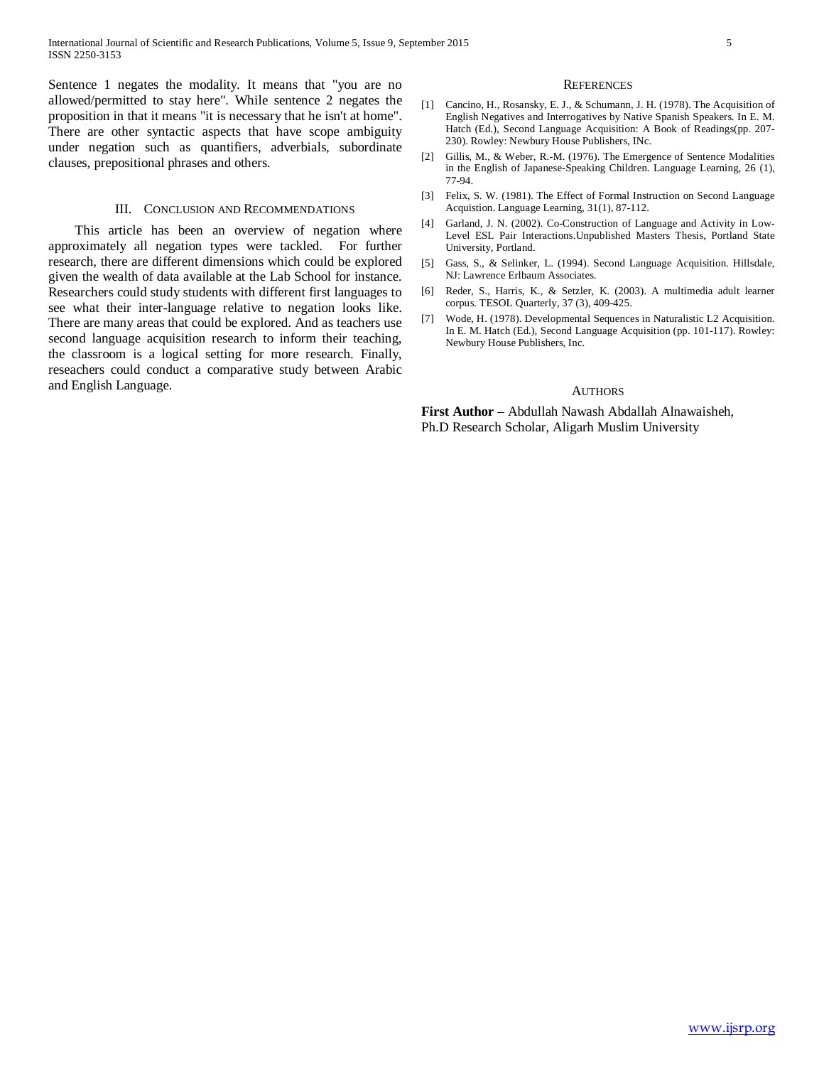Sentence 1 negates the modality. It means that "you are no allowed/permitted to stay here". While sentence 2 negates the proposition in that it means "it is necessary that he isn't at home". There are other syntactic aspects that have scope ambiguity under negation such as quantifiers, adverbials, subordinate clauses, prepositional phrases and others.

## III. Conclusion and Recommendations

This article has been an overview of negation where approximately all negation types were tackled. For further research, there are different dimensions which could be explored given the wealth of data available at the Lab School for instance. Researchers could study students with different first languages to see what their inter-language relative to negation looks like. There are many areas that could be explored. And as teachers use second language acquisition research to inform their teaching, the classroom is a logical setting for more research. Finally, reseachers could conduct a comparative study between Arabic and English Language.

## References

[1] Cancino, H., Rosansky, E. J., & Schumann, J. H. (1978). The Acquisition of English Negatives and Interrogatives by Native Spanish Speakers. In E. M. Hatch (Ed.), Second Language Acquisition: A Book of Readings(pp. 207-230). Rowley: Newbury House Publishers, INc.

[2] Gillis, M., & Weber, R.-M. (1976). The Emergence of Sentence Modalities in the English of Japanese-Speaking Children. Language Learning, 26 (1), 77-94.

[3] Felix, S. W. (1981). The Effect of Formal Instruction on Second Language Acquistion. Language Learning, 31(1), 87-112.

[4] Garland, J. N. (2002). Co-Construction of Language and Activity in Low-Level ESL Pair Interactions.Unpublished Masters Thesis, Portland State University, Portland.

[5] Gass, S., & Selinker, L. (1994). Second Language Acquisition. Hillsdale, NJ: Lawrence Erlbaum Associates.

[6] Reder, S., Harris, K., & Setzler, K. (2003). A multimedia adult learner corpus. TESOL Quarterly, 37 (3), 409-425.

[7] Wode, H. (1978). Developmental Sequences in Naturalistic L2 Acquisition. In E. M. Hatch (Ed.), Second Language Acquisition (pp. 101-117). Rowley: Newbury House Publishers, Inc.

## Authors

**First Author** – Abdullah Nawash Abdallah Alnawaisheh, Ph.D Research Scholar, Aligarh Muslim University